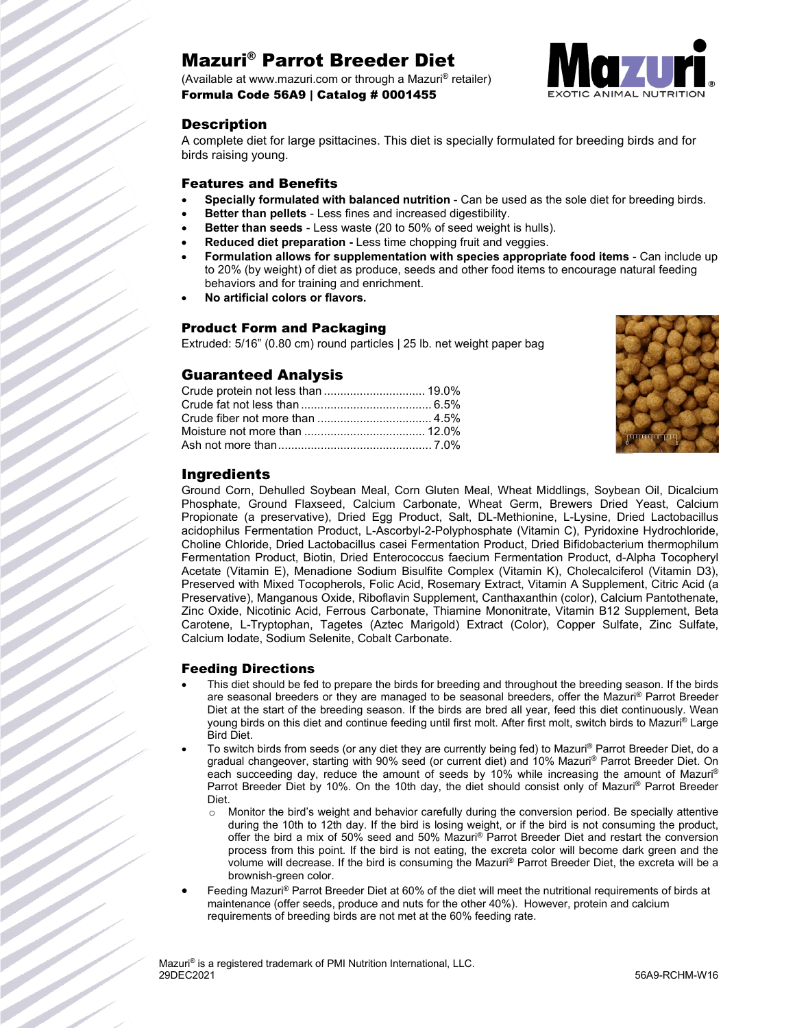# Mazuri® Parrot Breeder Diet

(Available at www.mazuri.com or through a Mazuri® retailer)
**Formula Code 56A9 | Catalog # 0001455**

## Description

A complete diet for large psittacines. This diet is specially formulated for breeding birds and for birds raising young.

## Features and Benefits

- **Specially formulated with balanced nutrition** - Can be used as the sole diet for breeding birds.
- **Better than pellets** - Less fines and increased digestibility.
- **Better than seeds** - Less waste (20 to 50% of seed weight is hulls).
- **Reduced diet preparation -** Less time chopping fruit and veggies.
- **Formulation allows for supplementation with species appropriate food items** - Can include up to 20% (by weight) of diet as produce, seeds and other food items to encourage natural feeding behaviors and for training and enrichment.
- **No artificial colors or flavors.**

## Product Form and Packaging

Extruded: 5/16" (0.80 cm) round particles | 25 lb. net weight paper bag

## Guaranteed Analysis

| | |
|---|---|
| Crude protein not less than | 19.0% |
| Crude fat not less than | 6.5% |
| Crude fiber not more than | 4.5% |
| Moisture not more than | 12.0% |
| Ash not more than | 7.0% |

## Ingredients

Ground Corn, Dehulled Soybean Meal, Corn Gluten Meal, Wheat Middlings, Soybean Oil, Dicalcium Phosphate, Ground Flaxseed, Calcium Carbonate, Wheat Germ, Brewers Dried Yeast, Calcium Propionate (a preservative), Dried Egg Product, Salt, DL-Methionine, L-Lysine, Dried Lactobacillus acidophilus Fermentation Product, L-Ascorbyl-2-Polyphosphate (Vitamin C), Pyridoxine Hydrochloride, Choline Chloride, Dried Lactobacillus casei Fermentation Product, Dried Bifidobacterium thermophilum Fermentation Product, Biotin, Dried Enterococcus faecium Fermentation Product, d-Alpha Tocopheryl Acetate (Vitamin E), Menadione Sodium Bisulfite Complex (Vitamin K), Cholecalciferol (Vitamin D3), Preserved with Mixed Tocopherols, Folic Acid, Rosemary Extract, Vitamin A Supplement, Citric Acid (a Preservative), Manganous Oxide, Riboflavin Supplement, Canthaxanthin (color), Calcium Pantothenate, Zinc Oxide, Nicotinic Acid, Ferrous Carbonate, Thiamine Mononitrate, Vitamin B12 Supplement, Beta Carotene, L-Tryptophan, Tagetes (Aztec Marigold) Extract (Color), Copper Sulfate, Zinc Sulfate, Calcium Iodate, Sodium Selenite, Cobalt Carbonate.

## Feeding Directions

- This diet should be fed to prepare the birds for breeding and throughout the breeding season. If the birds are seasonal breeders or they are managed to be seasonal breeders, offer the Mazuri® Parrot Breeder Diet at the start of the breeding season. If the birds are bred all year, feed this diet continuously. Wean young birds on this diet and continue feeding until first molt. After first molt, switch birds to Mazuri® Large Bird Diet.
- To switch birds from seeds (or any diet they are currently being fed) to Mazuri® Parrot Breeder Diet, do a gradual changeover, starting with 90% seed (or current diet) and 10% Mazuri® Parrot Breeder Diet. On each succeeding day, reduce the amount of seeds by 10% while increasing the amount of Mazuri® Parrot Breeder Diet by 10%. On the 10th day, the diet should consist only of Mazuri® Parrot Breeder Diet.
  - Monitor the bird's weight and behavior carefully during the conversion period. Be specially attentive during the 10th to 12th day. If the bird is losing weight, or if the bird is not consuming the product, offer the bird a mix of 50% seed and 50% Mazuri® Parrot Breeder Diet and restart the conversion process from this point. If the bird is not eating, the excreta color will become dark green and the volume will decrease. If the bird is consuming the Mazuri® Parrot Breeder Diet, the excreta will be a brownish-green color.
- Feeding Mazuri® Parrot Breeder Diet at 60% of the diet will meet the nutritional requirements of birds at maintenance (offer seeds, produce and nuts for the other 40%). However, protein and calcium requirements of breeding birds are not met at the 60% feeding rate.

Mazuri® is a registered trademark of PMI Nutrition International, LLC.
29DEC2021 56A9-RCHM-W16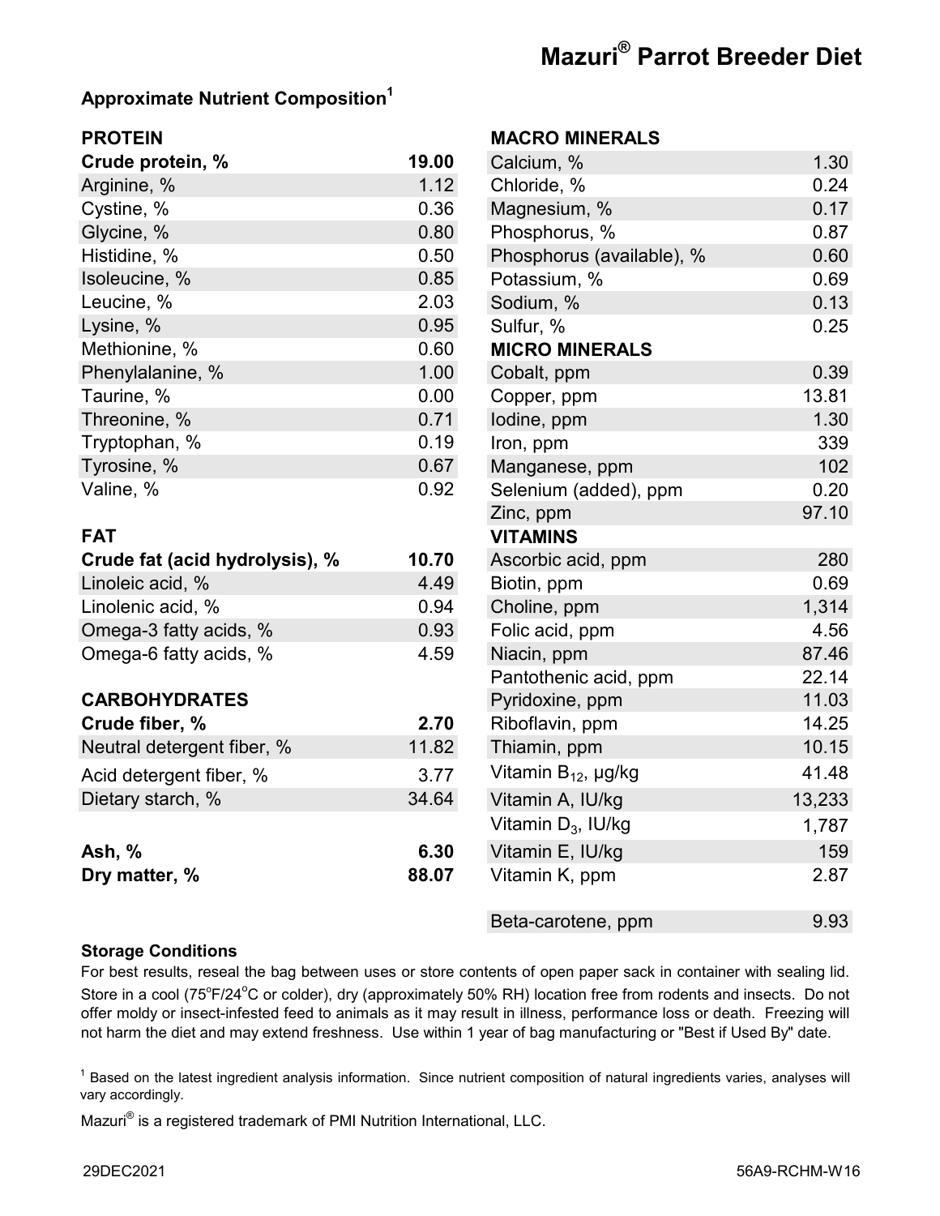# Mazuri® Parrot Breeder Diet

## Approximate Nutrient Composition[1]

| PROTEIN | |
|---|---|
| **Crude protein, %** | **19.00** |
| Arginine, % | 1.12 |
| Cystine, % | 0.36 |
| Glycine, % | 0.80 |
| Histidine, % | 0.50 |
| Isoleucine, % | 0.85 |
| Leucine, % | 2.03 |
| Lysine, % | 0.95 |
| Methionine, % | 0.60 |
| Phenylalanine, % | 1.00 |
| Taurine, % | 0.00 |
| Threonine, % | 0.71 |
| Tryptophan, % | 0.19 |
| Tyrosine, % | 0.67 |
| Valine, % | 0.92 |

| FAT | |
|---|---|
| **Crude fat (acid hydrolysis), %** | **10.70** |
| Linoleic acid, % | 4.49 |
| Linolenic acid, % | 0.94 |
| Omega-3 fatty acids, % | 0.93 |
| Omega-6 fatty acids, % | 4.59 |

| CARBOHYDRATES | |
|---|---|
| **Crude fiber, %** | **2.70** |
| Neutral detergent fiber, % | 11.82 |
| Acid detergent fiber, % | 3.77 |
| Dietary starch, % | 34.64 |

| | |
|---|---|
| **Ash, %** | **6.30** |
| **Dry matter, %** | **88.07** |

| MACRO MINERALS | |
|---|---|
| Calcium, % | 1.30 |
| Chloride, % | 0.24 |
| Magnesium, % | 0.17 |
| Phosphorus, % | 0.87 |
| Phosphorus (available), % | 0.60 |
| Potassium, % | 0.69 |
| Sodium, % | 0.13 |
| Sulfur, % | 0.25 |
| **MICRO MINERALS** | |
| Cobalt, ppm | 0.39 |
| Copper, ppm | 13.81 |
| Iodine, ppm | 1.30 |
| Iron, ppm | 339 |
| Manganese, ppm | 102 |
| Selenium (added), ppm | 0.20 |
| Zinc, ppm | 97.10 |
| **VITAMINS** | |
| Ascorbic acid, ppm | 280 |
| Biotin, ppm | 0.69 |
| Choline, ppm | 1,314 |
| Folic acid, ppm | 4.56 |
| Niacin, ppm | 87.46 |
| Pantothenic acid, ppm | 22.14 |
| Pyridoxine, ppm | 11.03 |
| Riboflavin, ppm | 14.25 |
| Thiamin, ppm | 10.15 |
| Vitamin $B_{12}$, µg/kg | 41.48 |
| Vitamin A, IU/kg | 13,233 |
| Vitamin $D_3$, IU/kg | 1,787 |
| Vitamin E, IU/kg | 159 |
| Vitamin K, ppm | 2.87 |
| Beta-carotene, ppm | 9.93 |

### Storage Conditions

For best results, reseal the bag between uses or store contents of open paper sack in container with sealing lid. Store in a cool (75°F/24°C or colder), dry (approximately 50% RH) location free from rodents and insects. Do not offer moldy or insect-infested feed to animals as it may result in illness, performance loss or death. Freezing will not harm the diet and may extend freshness. Use within 1 year of bag manufacturing or "Best if Used By" date.

[1] Based on the latest ingredient analysis information. Since nutrient composition of natural ingredients varies, analyses will vary accordingly.

Mazuri® is a registered trademark of PMI Nutrition International, LLC.

29DEC2021 56A9-RCHM-W16